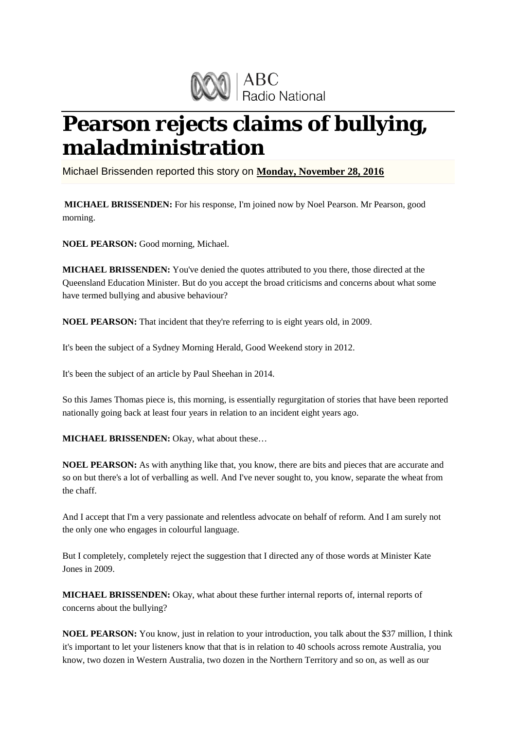ABC Radio National

# Pearson rejects claims of bullying, maladministration

Michael Brissenden reported this story on **Monday, November 28, 2016**

**MICHAEL BRISSENDEN:** For his response, I'm joined now by Noel Pearson. Mr Pearson, good morning.

**NOEL PEARSON:** Good morning, Michael.

**MICHAEL BRISSENDEN:** You've denied the quotes attributed to you there, those directed at the Queensland Education Minister. But do you accept the broad criticisms and concerns about what some have termed bullying and abusive behaviour?

**NOEL PEARSON:** That incident that they're referring to is eight years old, in 2009.

It's been the subject of a Sydney Morning Herald, Good Weekend story in 2012.

It's been the subject of an article by Paul Sheehan in 2014.

So this James Thomas piece is, this morning, is essentially regurgitation of stories that have been reported nationally going back at least four years in relation to an incident eight years ago.

**MICHAEL BRISSENDEN:** Okay, what about these…

**NOEL PEARSON:** As with anything like that, you know, there are bits and pieces that are accurate and so on but there's a lot of verballing as well. And I've never sought to, you know, separate the wheat from the chaff.

And I accept that I'm a very passionate and relentless advocate on behalf of reform. And I am surely not the only one who engages in colourful language.

But I completely, completely reject the suggestion that I directed any of those words at Minister Kate Jones in 2009.

**MICHAEL BRISSENDEN:** Okay, what about these further internal reports of, internal reports of concerns about the bullying?

**NOEL PEARSON:** You know, just in relation to your introduction, you talk about the $37 million, I think it's important to let your listeners know that that is in relation to 40 schools across remote Australia, you know, two dozen in Western Australia, two dozen in the Northern Territory and so on, as well as our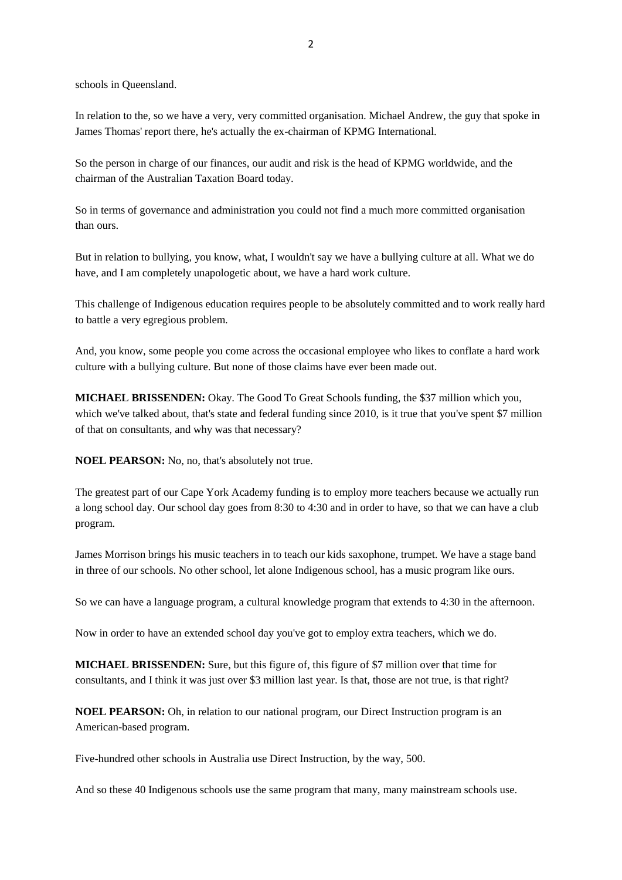schools in Queensland.

In relation to the, so we have a very, very committed organisation. Michael Andrew, the guy that spoke in James Thomas' report there, he's actually the ex-chairman of KPMG International.

So the person in charge of our finances, our audit and risk is the head of KPMG worldwide, and the chairman of the Australian Taxation Board today.

So in terms of governance and administration you could not find a much more committed organisation than ours.

But in relation to bullying, you know, what, I wouldn't say we have a bullying culture at all. What we do have, and I am completely unapologetic about, we have a hard work culture.

This challenge of Indigenous education requires people to be absolutely committed and to work really hard to battle a very egregious problem.

And, you know, some people you come across the occasional employee who likes to conflate a hard work culture with a bullying culture. But none of those claims have ever been made out.

**MICHAEL BRISSENDEN:** Okay. The Good To Great Schools funding, the $37 million which you, which we've talked about, that's state and federal funding since 2010, is it true that you've spent $7 million of that on consultants, and why was that necessary?

**NOEL PEARSON:** No, no, that's absolutely not true.

The greatest part of our Cape York Academy funding is to employ more teachers because we actually run a long school day. Our school day goes from 8:30 to 4:30 and in order to have, so that we can have a club program.

James Morrison brings his music teachers in to teach our kids saxophone, trumpet. We have a stage band in three of our schools. No other school, let alone Indigenous school, has a music program like ours.

So we can have a language program, a cultural knowledge program that extends to 4:30 in the afternoon.

Now in order to have an extended school day you've got to employ extra teachers, which we do.

**MICHAEL BRISSENDEN:** Sure, but this figure of, this figure of $7 million over that time for consultants, and I think it was just over $3 million last year. Is that, those are not true, is that right?

**NOEL PEARSON:** Oh, in relation to our national program, our Direct Instruction program is an American-based program.

Five-hundred other schools in Australia use Direct Instruction, by the way, 500.

And so these 40 Indigenous schools use the same program that many, many mainstream schools use.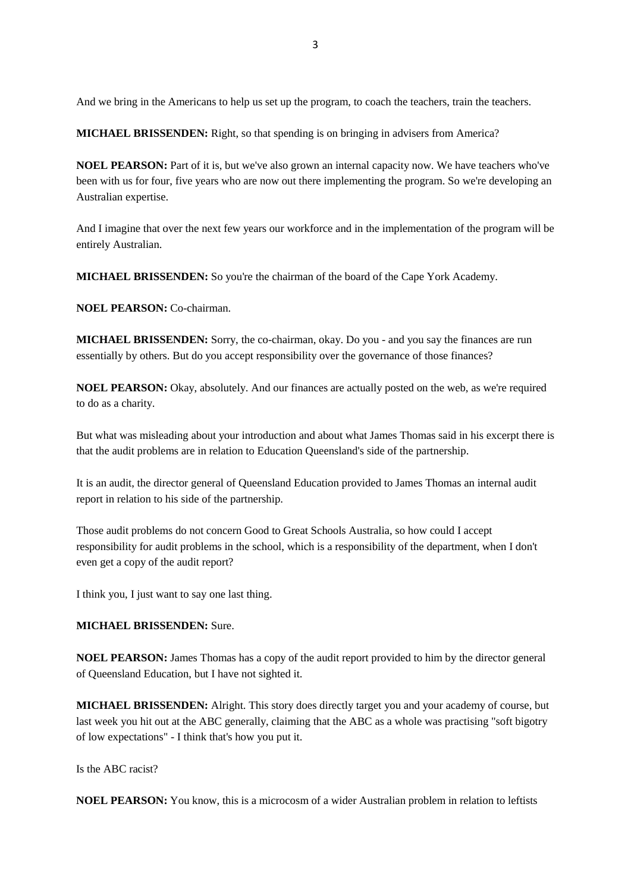And we bring in the Americans to help us set up the program, to coach the teachers, train the teachers.

**MICHAEL BRISSENDEN:** Right, so that spending is on bringing in advisers from America?

**NOEL PEARSON:** Part of it is, but we've also grown an internal capacity now. We have teachers who've been with us for four, five years who are now out there implementing the program. So we're developing an Australian expertise.

And I imagine that over the next few years our workforce and in the implementation of the program will be entirely Australian.

**MICHAEL BRISSENDEN:** So you're the chairman of the board of the Cape York Academy.

**NOEL PEARSON:** Co-chairman.

**MICHAEL BRISSENDEN:** Sorry, the co-chairman, okay. Do you - and you say the finances are run essentially by others. But do you accept responsibility over the governance of those finances?

**NOEL PEARSON:** Okay, absolutely. And our finances are actually posted on the web, as we're required to do as a charity.

But what was misleading about your introduction and about what James Thomas said in his excerpt there is that the audit problems are in relation to Education Queensland's side of the partnership.

It is an audit, the director general of Queensland Education provided to James Thomas an internal audit report in relation to his side of the partnership.

Those audit problems do not concern Good to Great Schools Australia, so how could I accept responsibility for audit problems in the school, which is a responsibility of the department, when I don't even get a copy of the audit report?

I think you, I just want to say one last thing.

**MICHAEL BRISSENDEN:** Sure.

**NOEL PEARSON:** James Thomas has a copy of the audit report provided to him by the director general of Queensland Education, but I have not sighted it.

**MICHAEL BRISSENDEN:** Alright. This story does directly target you and your academy of course, but last week you hit out at the ABC generally, claiming that the ABC as a whole was practising "soft bigotry of low expectations" - I think that's how you put it.

Is the ABC racist?

**NOEL PEARSON:** You know, this is a microcosm of a wider Australian problem in relation to leftists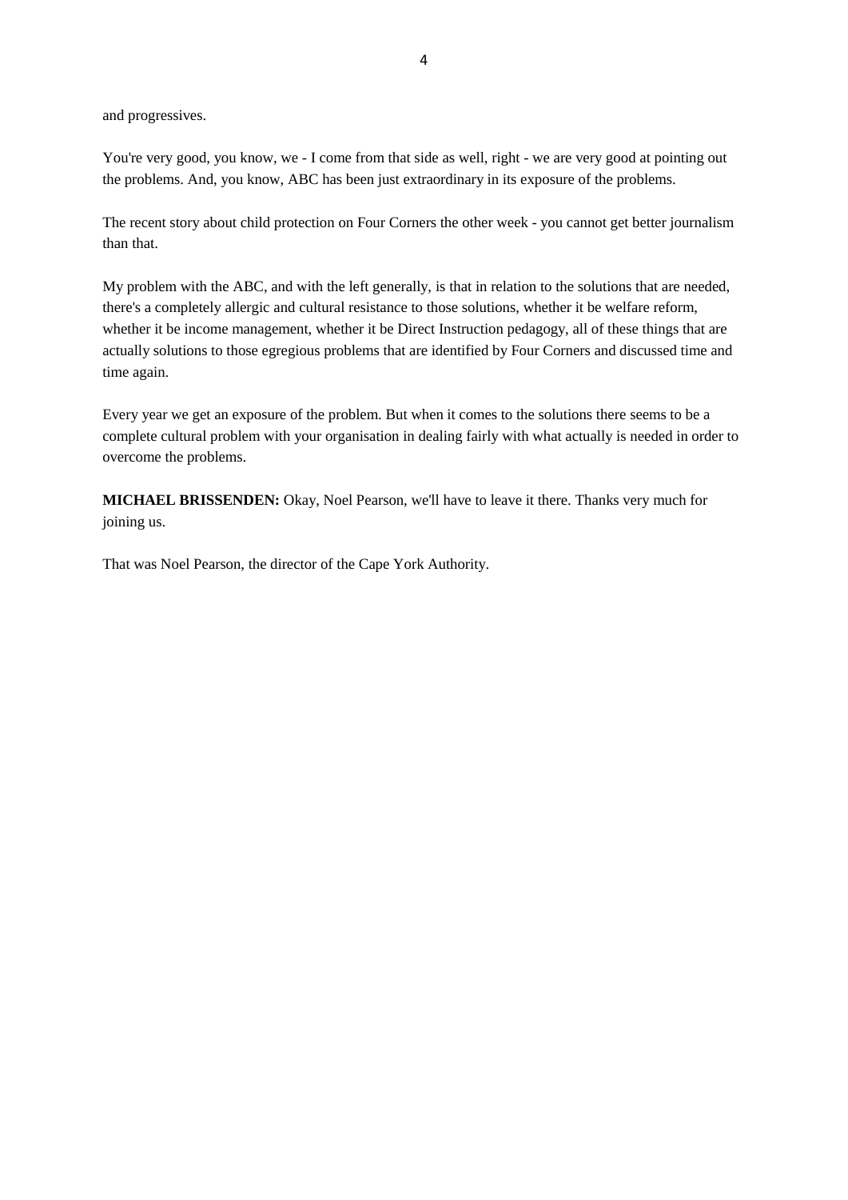and progressives.

You're very good, you know, we - I come from that side as well, right - we are very good at pointing out the problems. And, you know, ABC has been just extraordinary in its exposure of the problems.

The recent story about child protection on Four Corners the other week - you cannot get better journalism than that.

My problem with the ABC, and with the left generally, is that in relation to the solutions that are needed, there's a completely allergic and cultural resistance to those solutions, whether it be welfare reform, whether it be income management, whether it be Direct Instruction pedagogy, all of these things that are actually solutions to those egregious problems that are identified by Four Corners and discussed time and time again.

Every year we get an exposure of the problem. But when it comes to the solutions there seems to be a complete cultural problem with your organisation in dealing fairly with what actually is needed in order to overcome the problems.

**MICHAEL BRISSENDEN:** Okay, Noel Pearson, we'll have to leave it there. Thanks very much for joining us.

That was Noel Pearson, the director of the Cape York Authority.